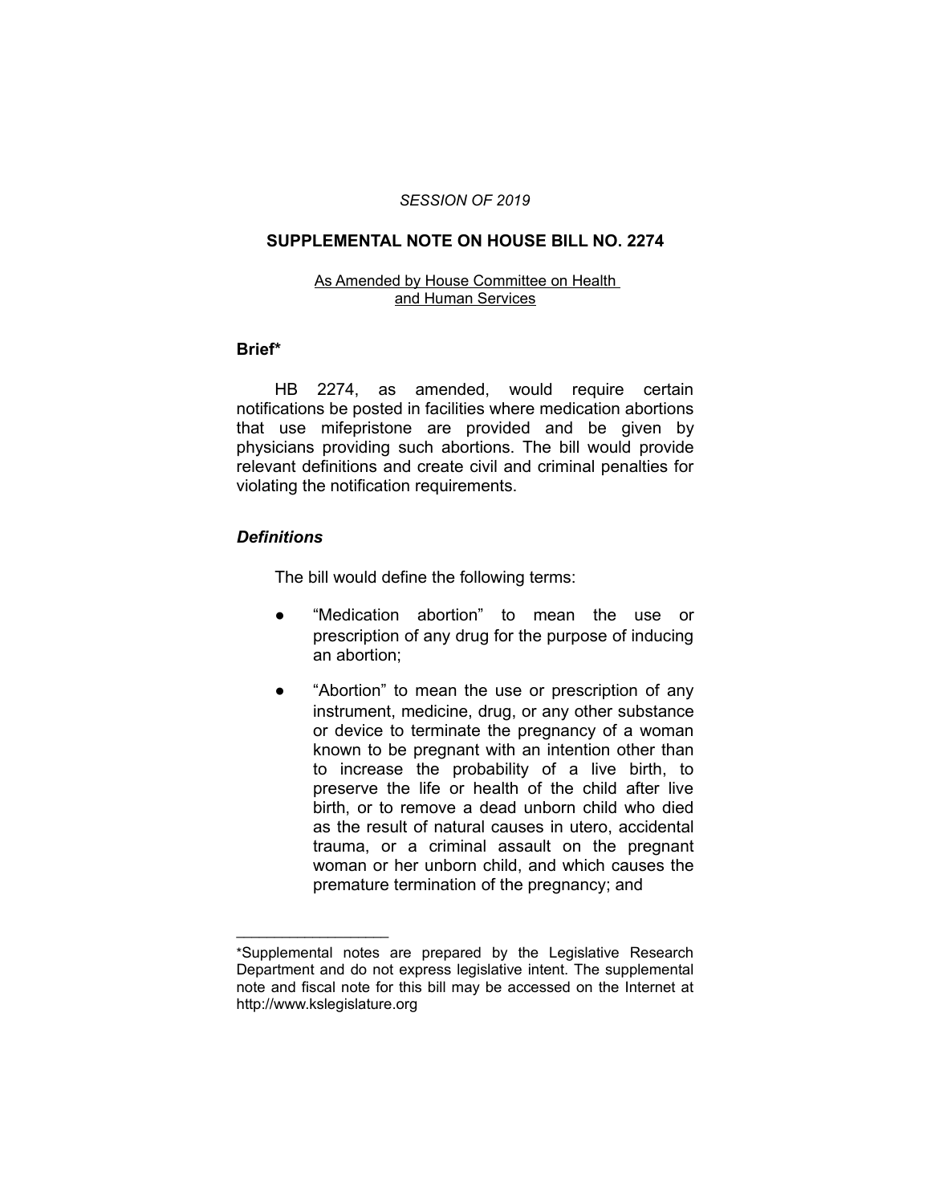*SESSION OF 2019*

## SUPPLEMENTAL NOTE ON HOUSE BILL NO. 2274

As Amended by House Committee on Health and Human Services

### Brief*

HB 2274, as amended, would require certain notifications be posted in facilities where medication abortions that use mifepristone are provided and be given by physicians providing such abortions. The bill would provide relevant definitions and create civil and criminal penalties for violating the notification requirements.

### *Definitions*

The bill would define the following terms:

- "Medication abortion" to mean the use or prescription of any drug for the purpose of inducing an abortion;
- "Abortion" to mean the use or prescription of any instrument, medicine, drug, or any other substance or device to terminate the pregnancy of a woman known to be pregnant with an intention other than to increase the probability of a live birth, to preserve the life or health of the child after live birth, or to remove a dead unborn child who died as the result of natural causes in utero, accidental trauma, or a criminal assault on the pregnant woman or her unborn child, and which causes the premature termination of the pregnancy; and

---

*Supplemental notes are prepared by the Legislative Research Department and do not express legislative intent. The supplemental note and fiscal note for this bill may be accessed on the Internet at http://www.kslegislature.org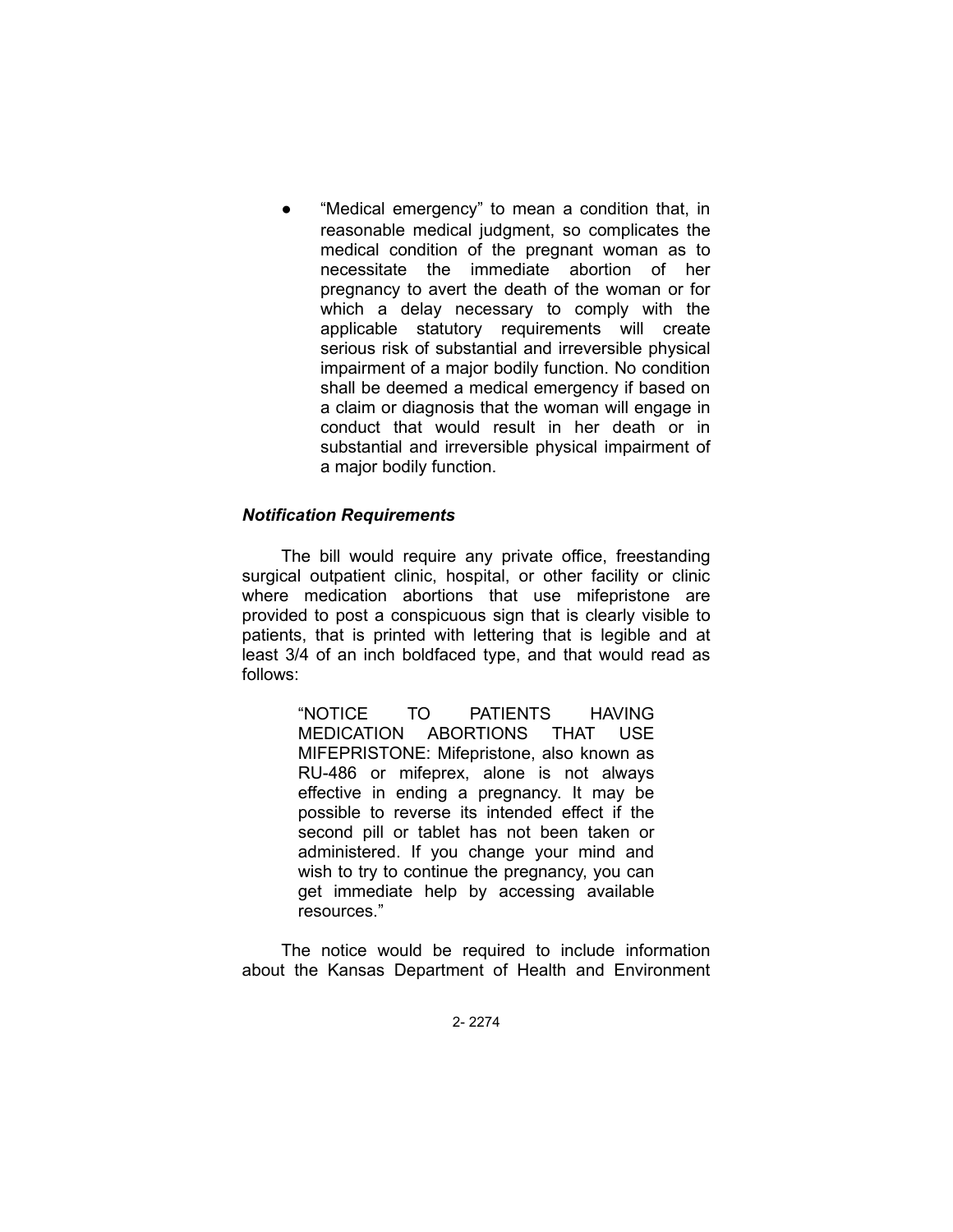- "Medical emergency" to mean a condition that, in reasonable medical judgment, so complicates the medical condition of the pregnant woman as to necessitate the immediate abortion of her pregnancy to avert the death of the woman or for which a delay necessary to comply with the applicable statutory requirements will create serious risk of substantial and irreversible physical impairment of a major bodily function. No condition shall be deemed a medical emergency if based on a claim or diagnosis that the woman will engage in conduct that would result in her death or in substantial and irreversible physical impairment of a major bodily function.

***Notification Requirements***

The bill would require any private office, freestanding surgical outpatient clinic, hospital, or other facility or clinic where medication abortions that use mifepristone are provided to post a conspicuous sign that is clearly visible to patients, that is printed with lettering that is legible and at least 3/4 of an inch boldfaced type, and that would read as follows:

> "NOTICE TO PATIENTS HAVING MEDICATION ABORTIONS THAT USE MIFEPRISTONE: Mifepristone, also known as RU-486 or mifeprex, alone is not always effective in ending a pregnancy. It may be possible to reverse its intended effect if the second pill or tablet has not been taken or administered. If you change your mind and wish to try to continue the pregnancy, you can get immediate help by accessing available resources."

The notice would be required to include information about the Kansas Department of Health and Environment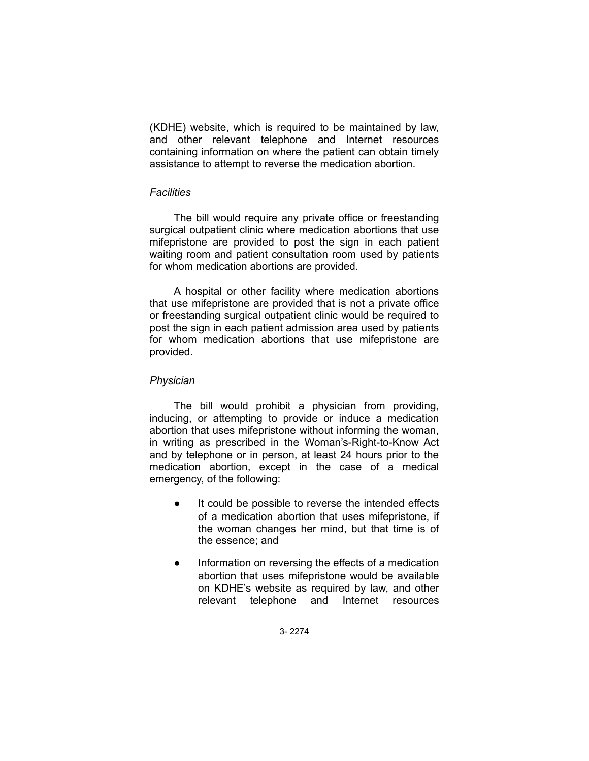(KDHE) website, which is required to be maintained by law, and other relevant telephone and Internet resources containing information on where the patient can obtain timely assistance to attempt to reverse the medication abortion.

*Facilities*

The bill would require any private office or freestanding surgical outpatient clinic where medication abortions that use mifepristone are provided to post the sign in each patient waiting room and patient consultation room used by patients for whom medication abortions are provided.

A hospital or other facility where medication abortions that use mifepristone are provided that is not a private office or freestanding surgical outpatient clinic would be required to post the sign in each patient admission area used by patients for whom medication abortions that use mifepristone are provided.

*Physician*

The bill would prohibit a physician from providing, inducing, or attempting to provide or induce a medication abortion that uses mifepristone without informing the woman, in writing as prescribed in the Woman's-Right-to-Know Act and by telephone or in person, at least 24 hours prior to the medication abortion, except in the case of a medical emergency, of the following:

- It could be possible to reverse the intended effects of a medication abortion that uses mifepristone, if the woman changes her mind, but that time is of the essence; and
- Information on reversing the effects of a medication abortion that uses mifepristone would be available on KDHE's website as required by law, and other relevant telephone and Internet resources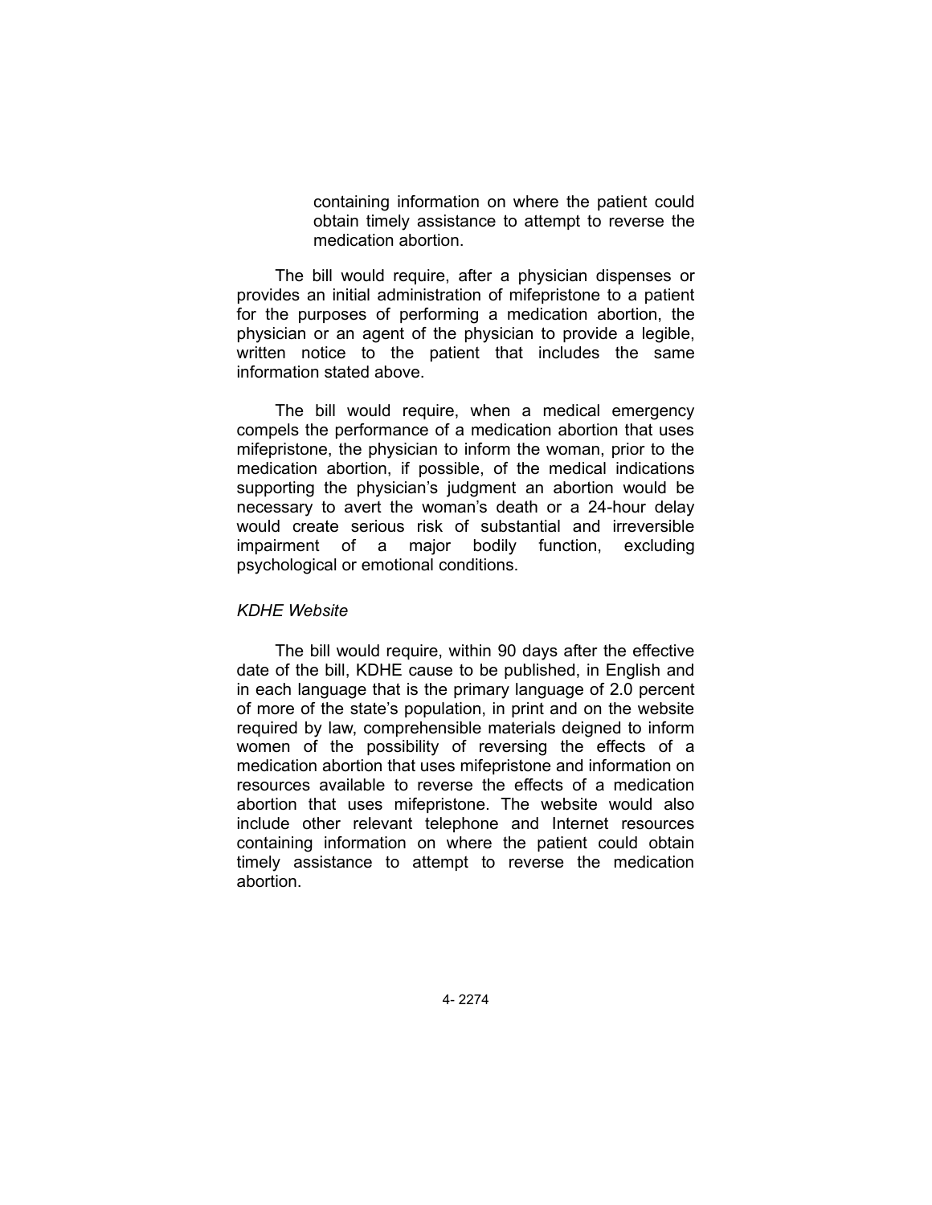containing information on where the patient could obtain timely assistance to attempt to reverse the medication abortion.

The bill would require, after a physician dispenses or provides an initial administration of mifepristone to a patient for the purposes of performing a medication abortion, the physician or an agent of the physician to provide a legible, written notice to the patient that includes the same information stated above.

The bill would require, when a medical emergency compels the performance of a medication abortion that uses mifepristone, the physician to inform the woman, prior to the medication abortion, if possible, of the medical indications supporting the physician's judgment an abortion would be necessary to avert the woman's death or a 24-hour delay would create serious risk of substantial and irreversible impairment of a major bodily function, excluding psychological or emotional conditions.

*KDHE Website*

The bill would require, within 90 days after the effective date of the bill, KDHE cause to be published, in English and in each language that is the primary language of 2.0 percent of more of the state's population, in print and on the website required by law, comprehensible materials deigned to inform women of the possibility of reversing the effects of a medication abortion that uses mifepristone and information on resources available to reverse the effects of a medication abortion that uses mifepristone. The website would also include other relevant telephone and Internet resources containing information on where the patient could obtain timely assistance to attempt to reverse the medication abortion.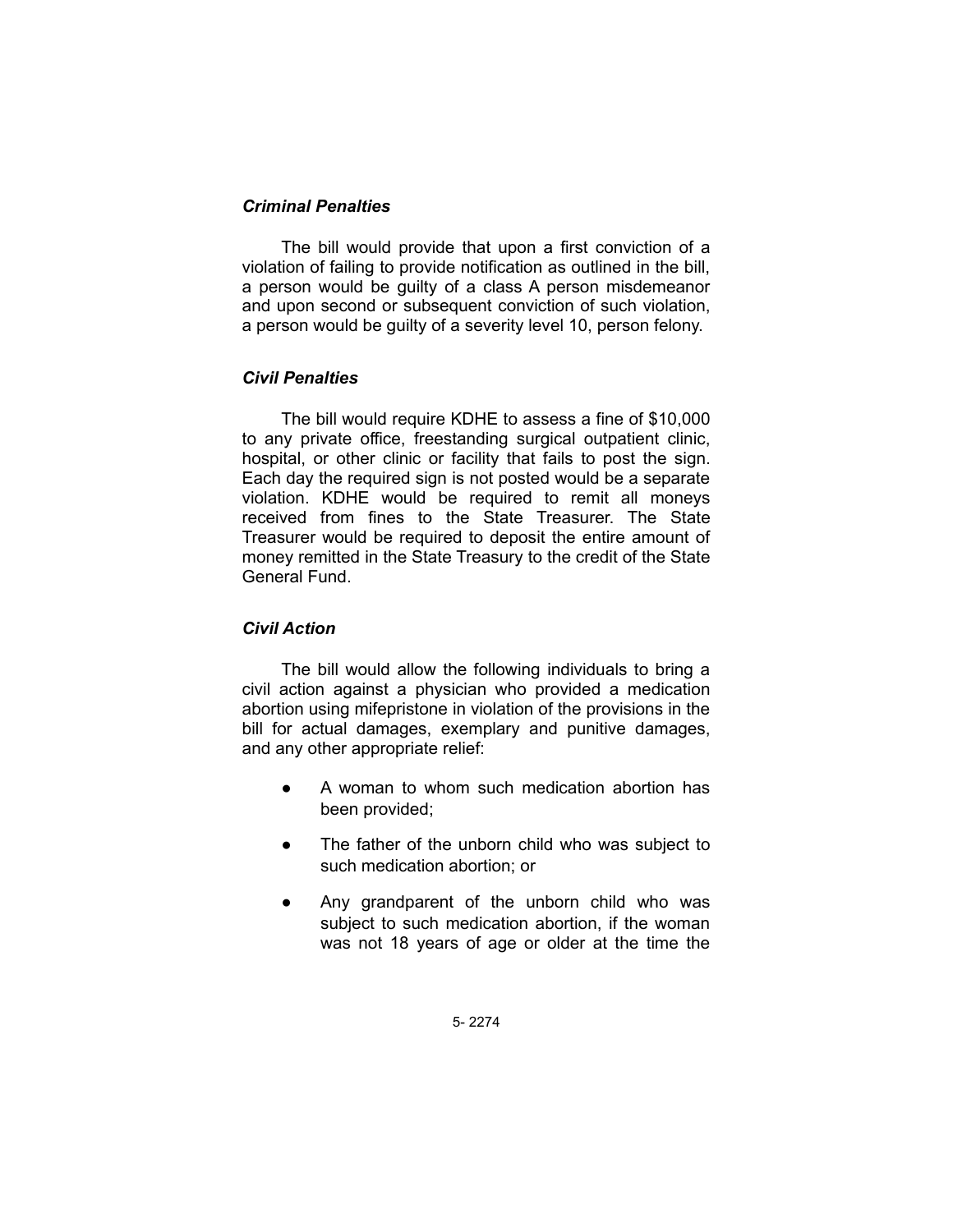*Criminal Penalties*

The bill would provide that upon a first conviction of a violation of failing to provide notification as outlined in the bill, a person would be guilty of a class A person misdemeanor and upon second or subsequent conviction of such violation, a person would be guilty of a severity level 10, person felony.

*Civil Penalties*

The bill would require KDHE to assess a fine of $10,000 to any private office, freestanding surgical outpatient clinic, hospital, or other clinic or facility that fails to post the sign. Each day the required sign is not posted would be a separate violation. KDHE would be required to remit all moneys received from fines to the State Treasurer. The State Treasurer would be required to deposit the entire amount of money remitted in the State Treasury to the credit of the State General Fund.

*Civil Action*

The bill would allow the following individuals to bring a civil action against a physician who provided a medication abortion using mifepristone in violation of the provisions in the bill for actual damages, exemplary and punitive damages, and any other appropriate relief:

- A woman to whom such medication abortion has been provided;
- The father of the unborn child who was subject to such medication abortion; or
- Any grandparent of the unborn child who was subject to such medication abortion, if the woman was not 18 years of age or older at the time the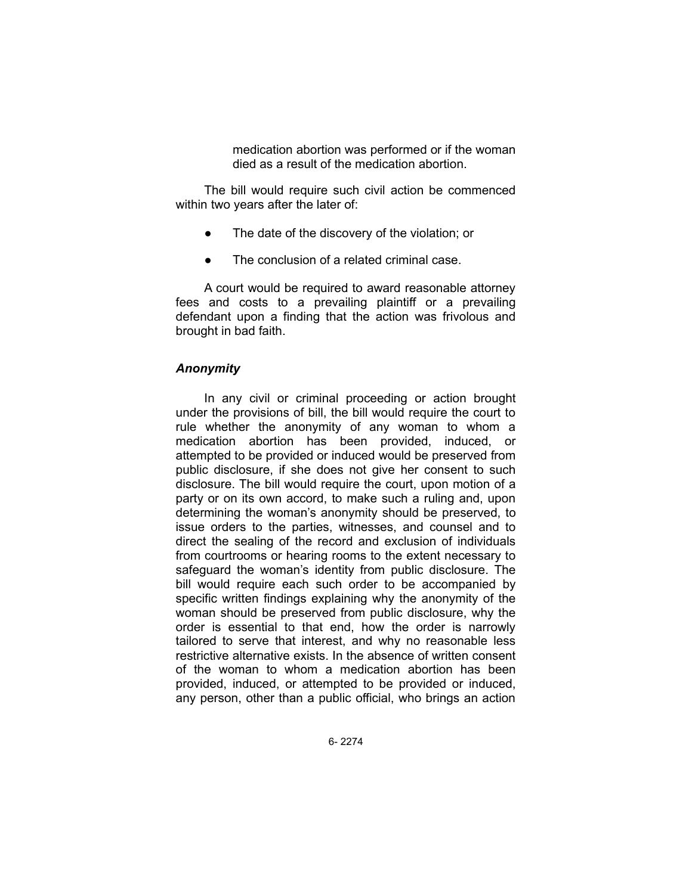medication abortion was performed or if the woman died as a result of the medication abortion.

The bill would require such civil action be commenced within two years after the later of:

- The date of the discovery of the violation; or
- The conclusion of a related criminal case.

A court would be required to award reasonable attorney fees and costs to a prevailing plaintiff or a prevailing defendant upon a finding that the action was frivolous and brought in bad faith.

### *Anonymity*

In any civil or criminal proceeding or action brought under the provisions of bill, the bill would require the court to rule whether the anonymity of any woman to whom a medication abortion has been provided, induced, or attempted to be provided or induced would be preserved from public disclosure, if she does not give her consent to such disclosure. The bill would require the court, upon motion of a party or on its own accord, to make such a ruling and, upon determining the woman's anonymity should be preserved, to issue orders to the parties, witnesses, and counsel and to direct the sealing of the record and exclusion of individuals from courtrooms or hearing rooms to the extent necessary to safeguard the woman's identity from public disclosure. The bill would require each such order to be accompanied by specific written findings explaining why the anonymity of the woman should be preserved from public disclosure, why the order is essential to that end, how the order is narrowly tailored to serve that interest, and why no reasonable less restrictive alternative exists. In the absence of written consent of the woman to whom a medication abortion has been provided, induced, or attempted to be provided or induced, any person, other than a public official, who brings an action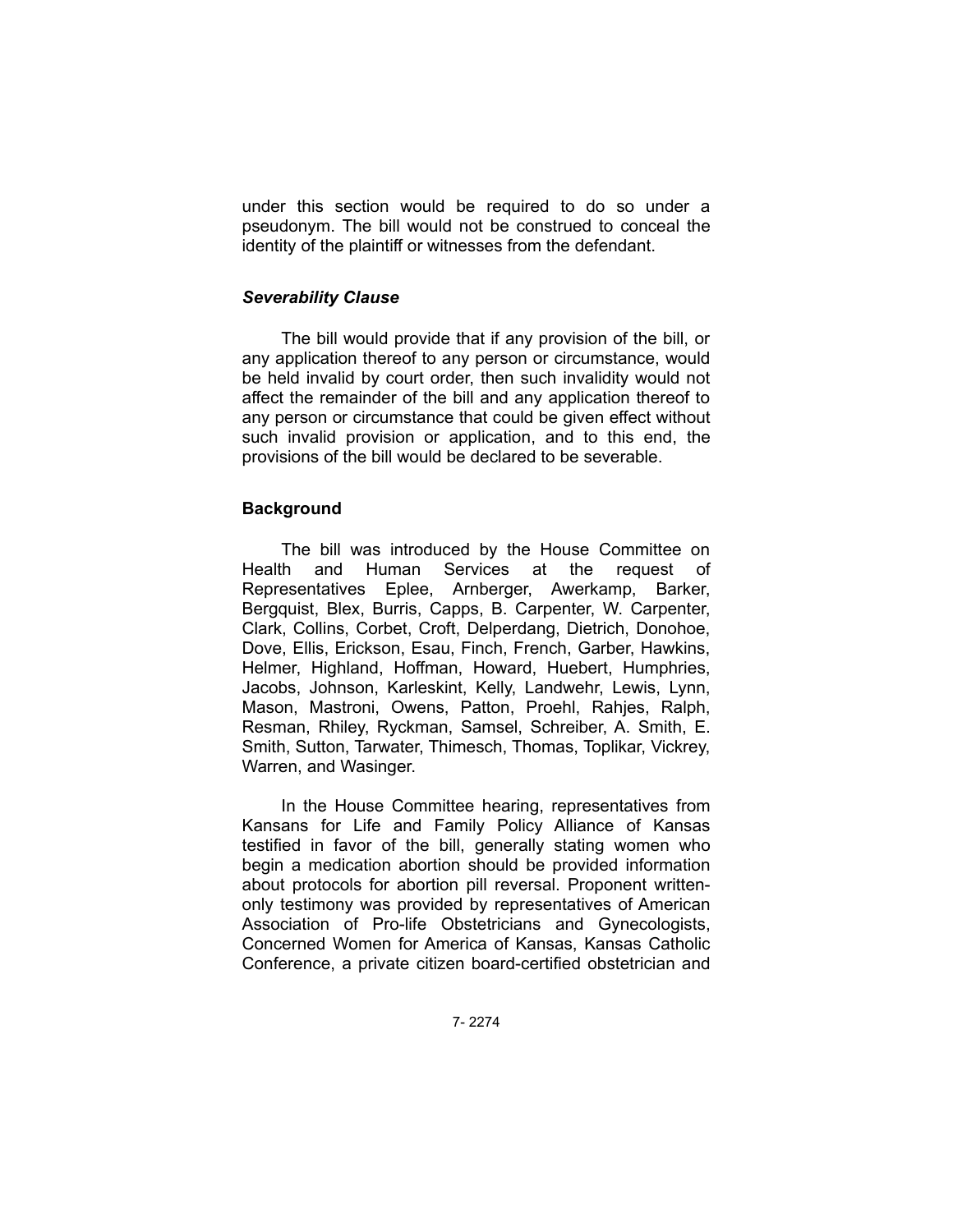under this section would be required to do so under a pseudonym. The bill would not be construed to conceal the identity of the plaintiff or witnesses from the defendant.

### *Severability Clause*

The bill would provide that if any provision of the bill, or any application thereof to any person or circumstance, would be held invalid by court order, then such invalidity would not affect the remainder of the bill and any application thereof to any person or circumstance that could be given effect without such invalid provision or application, and to this end, the provisions of the bill would be declared to be severable.

## Background

The bill was introduced by the House Committee on Health and Human Services at the request of Representatives Eplee, Arnberger, Awerkamp, Barker, Bergquist, Blex, Burris, Capps, B. Carpenter, W. Carpenter, Clark, Collins, Corbet, Croft, Delperdang, Dietrich, Donohoe, Dove, Ellis, Erickson, Esau, Finch, French, Garber, Hawkins, Helmer, Highland, Hoffman, Howard, Huebert, Humphries, Jacobs, Johnson, Karleskint, Kelly, Landwehr, Lewis, Lynn, Mason, Mastroni, Owens, Patton, Proehl, Rahjes, Ralph, Resman, Rhiley, Ryckman, Samsel, Schreiber, A. Smith, E. Smith, Sutton, Tarwater, Thimesch, Thomas, Toplikar, Vickrey, Warren, and Wasinger.

In the House Committee hearing, representatives from Kansans for Life and Family Policy Alliance of Kansas testified in favor of the bill, generally stating women who begin a medication abortion should be provided information about protocols for abortion pill reversal. Proponent written-only testimony was provided by representatives of American Association of Pro-life Obstetricians and Gynecologists, Concerned Women for America of Kansas, Kansas Catholic Conference, a private citizen board-certified obstetrician and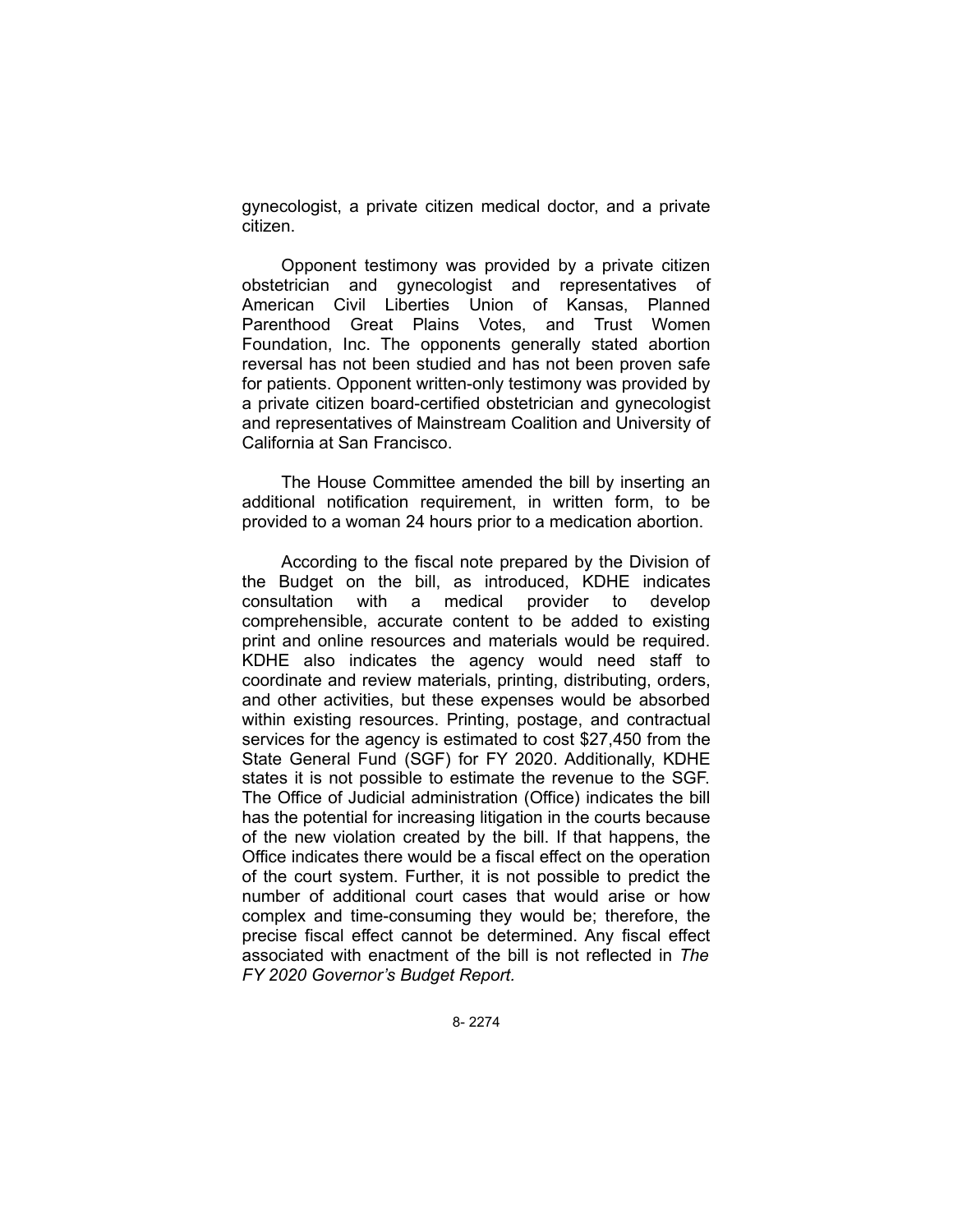gynecologist, a private citizen medical doctor, and a private citizen.

Opponent testimony was provided by a private citizen obstetrician and gynecologist and representatives of American Civil Liberties Union of Kansas, Planned Parenthood Great Plains Votes, and Trust Women Foundation, Inc. The opponents generally stated abortion reversal has not been studied and has not been proven safe for patients. Opponent written-only testimony was provided by a private citizen board-certified obstetrician and gynecologist and representatives of Mainstream Coalition and University of California at San Francisco.

The House Committee amended the bill by inserting an additional notification requirement, in written form, to be provided to a woman 24 hours prior to a medication abortion.

According to the fiscal note prepared by the Division of the Budget on the bill, as introduced, KDHE indicates consultation with a medical provider to develop comprehensible, accurate content to be added to existing print and online resources and materials would be required. KDHE also indicates the agency would need staff to coordinate and review materials, printing, distributing, orders, and other activities, but these expenses would be absorbed within existing resources. Printing, postage, and contractual services for the agency is estimated to cost $27,450 from the State General Fund (SGF) for FY 2020. Additionally, KDHE states it is not possible to estimate the revenue to the SGF. The Office of Judicial administration (Office) indicates the bill has the potential for increasing litigation in the courts because of the new violation created by the bill. If that happens, the Office indicates there would be a fiscal effect on the operation of the court system. Further, it is not possible to predict the number of additional court cases that would arise or how complex and time-consuming they would be; therefore, the precise fiscal effect cannot be determined. Any fiscal effect associated with enactment of the bill is not reflected in *The FY 2020 Governor's Budget Report*.